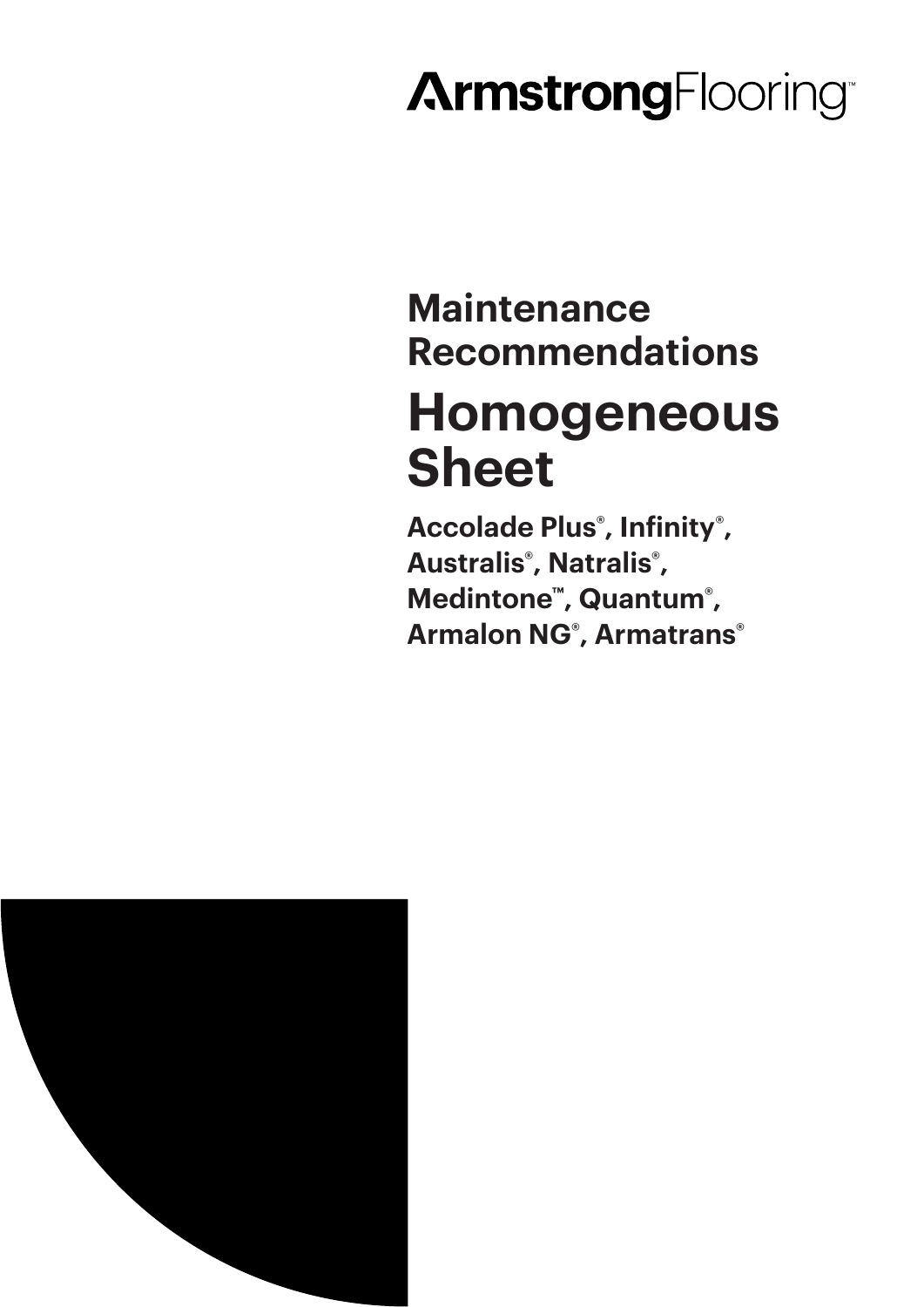ArmstrongFlooring™

## Maintenance Recommendations

# Homogeneous Sheet

**Accolade Plus®, Infinity®, Australis®, Natralis®, Medintone™, Quantum®, Armalon NG®, Armatrans®**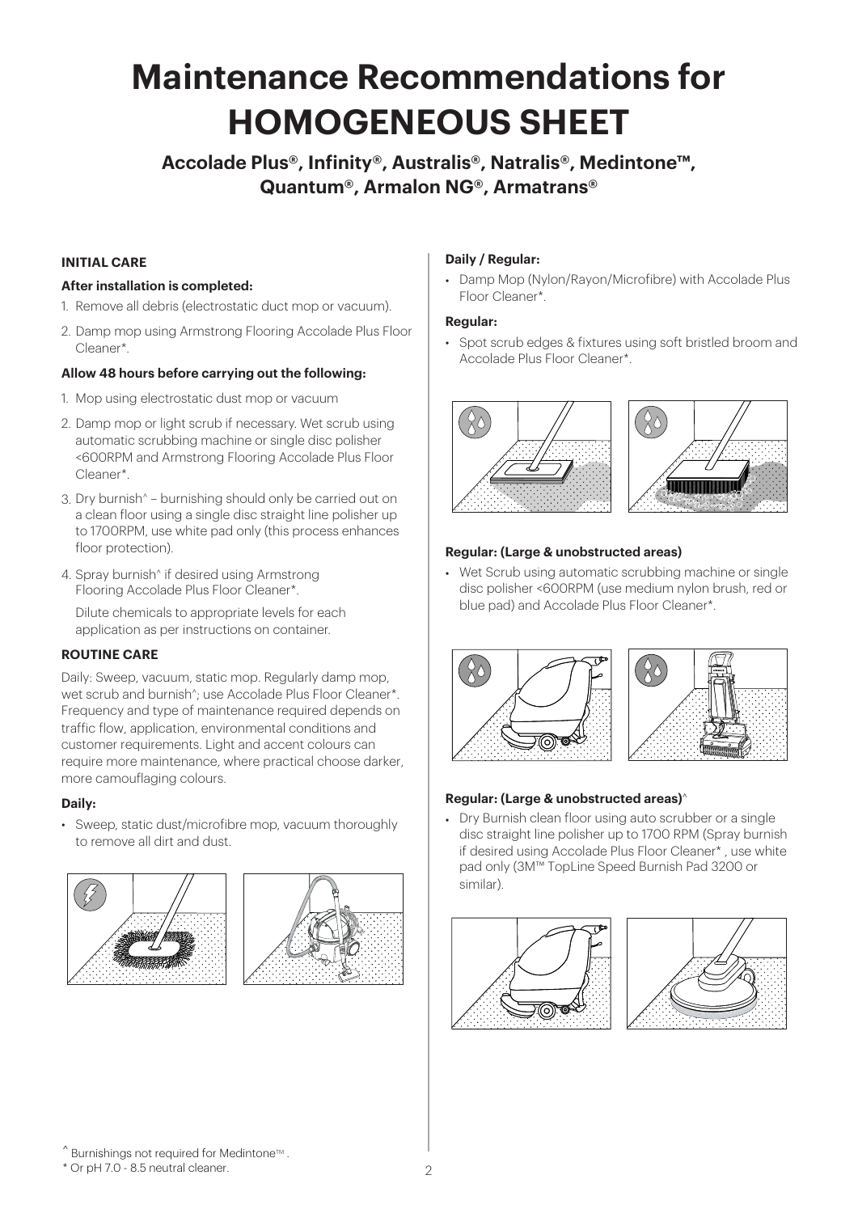# Maintenance Recommendations for HOMOGENEOUS SHEET

## Accolade Plus®, Infinity®, Australis®, Natralis®, Medintone™, Quantum®, Armalon NG®, Armatrans®

### INITIAL CARE

**After installation is completed:**

1. Remove all debris (electrostatic duct mop or vacuum).
2. Damp mop using Armstrong Flooring Accolade Plus Floor Cleaner*.

**Allow 48 hours before carrying out the following:**

1. Mop using electrostatic dust mop or vacuum
2. Damp mop or light scrub if necessary. Wet scrub using automatic scrubbing machine or single disc polisher <600RPM and Armstrong Flooring Accolade Plus Floor Cleaner*.
3. Dry burnish^ – burnishing should only be carried out on a clean floor using a single disc straight line polisher up to 1700RPM, use white pad only (this process enhances floor protection).
4. Spray burnish^ if desired using Armstrong Flooring Accolade Plus Floor Cleaner*.

   Dilute chemicals to appropriate levels for each application as per instructions on container.

### ROUTINE CARE

Daily: Sweep, vacuum, static mop. Regularly damp mop, wet scrub and burnish^; use Accolade Plus Floor Cleaner*. Frequency and type of maintenance required depends on traffic flow, application, environmental conditions and customer requirements. Light and accent colours can require more maintenance, where practical choose darker, more camouflaging colours.

**Daily:**

- Sweep, static dust/microfibre mop, vacuum thoroughly to remove all dirt and dust.

**Daily / Regular:**

- Damp Mop (Nylon/Rayon/Microfibre) with Accolade Plus Floor Cleaner*.

**Regular:**

- Spot scrub edges & fixtures using soft bristled broom and Accolade Plus Floor Cleaner*.

**Regular: (Large & unobstructed areas)**

- Wet Scrub using automatic scrubbing machine or single disc polisher <600RPM (use medium nylon brush, red or blue pad) and Accolade Plus Floor Cleaner*.

**Regular: (Large & unobstructed areas)**^

- Dry Burnish clean floor using auto scrubber or a single disc straight line polisher up to 1700 RPM (Spray burnish if desired using Accolade Plus Floor Cleaner* , use white pad only (3M™ TopLine Speed Burnish Pad 3200 or similar).

^ Burnishings not required for Medintone™ .

* Or pH 7.0 - 8.5 neutral cleaner.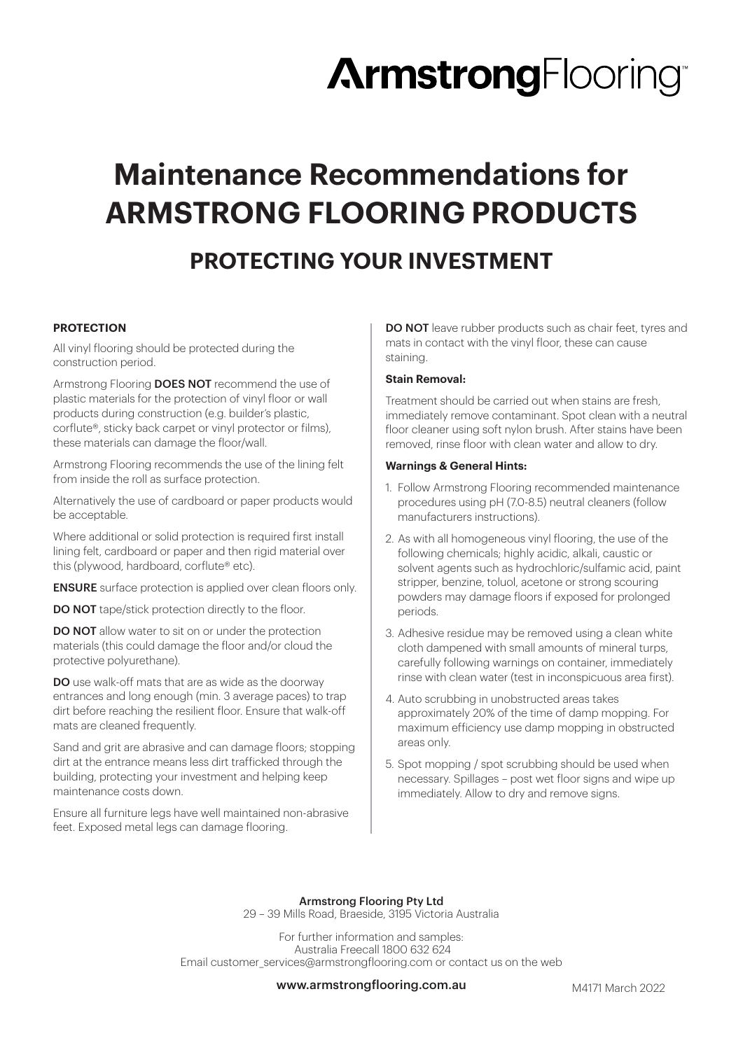# ArmstrongFlooring™

# Maintenance Recommendations for ARMSTRONG FLOORING PRODUCTS

## PROTECTING YOUR INVESTMENT

**PROTECTION**

All vinyl flooring should be protected during the construction period.

Armstrong Flooring **DOES NOT** recommend the use of plastic materials for the protection of vinyl floor or wall products during construction (e.g. builder's plastic, corflute®, sticky back carpet or vinyl protector or films), these materials can damage the floor/wall.

Armstrong Flooring recommends the use of the lining felt from inside the roll as surface protection.

Alternatively the use of cardboard or paper products would be acceptable.

Where additional or solid protection is required first install lining felt, cardboard or paper and then rigid material over this (plywood, hardboard, corflute® etc).

**ENSURE** surface protection is applied over clean floors only.

**DO NOT** tape/stick protection directly to the floor.

**DO NOT** allow water to sit on or under the protection materials (this could damage the floor and/or cloud the protective polyurethane).

**DO** use walk-off mats that are as wide as the doorway entrances and long enough (min. 3 average paces) to trap dirt before reaching the resilient floor. Ensure that walk-off mats are cleaned frequently.

Sand and grit are abrasive and can damage floors; stopping dirt at the entrance means less dirt trafficked through the building, protecting your investment and helping keep maintenance costs down.

Ensure all furniture legs have well maintained non-abrasive feet. Exposed metal legs can damage flooring.

**DO NOT** leave rubber products such as chair feet, tyres and mats in contact with the vinyl floor, these can cause staining.

**Stain Removal:**

Treatment should be carried out when stains are fresh, immediately remove contaminant. Spot clean with a neutral floor cleaner using soft nylon brush. After stains have been removed, rinse floor with clean water and allow to dry.

**Warnings & General Hints:**

1. Follow Armstrong Flooring recommended maintenance procedures using pH (7.0-8.5) neutral cleaners (follow manufacturers instructions).
2. As with all homogeneous vinyl flooring, the use of the following chemicals; highly acidic, alkali, caustic or solvent agents such as hydrochloric/sulfamic acid, paint stripper, benzine, toluol, acetone or strong scouring powders may damage floors if exposed for prolonged periods.
3. Adhesive residue may be removed using a clean white cloth dampened with small amounts of mineral turps, carefully following warnings on container, immediately rinse with clean water (test in inconspicuous area first).
4. Auto scrubbing in unobstructed areas takes approximately 20% of the time of damp mopping. For maximum efficiency use damp mopping in obstructed areas only.
5. Spot mopping / spot scrubbing should be used when necessary. Spillages – post wet floor signs and wipe up immediately. Allow to dry and remove signs.

**Armstrong Flooring Pty Ltd**
29 – 39 Mills Road, Braeside, 3195 Victoria Australia

For further information and samples:
Australia Freecall 1800 632 624
Email customer_services@armstrongflooring.com or contact us on the web

**www.armstrongflooring.com.au**

M4171 March 2022